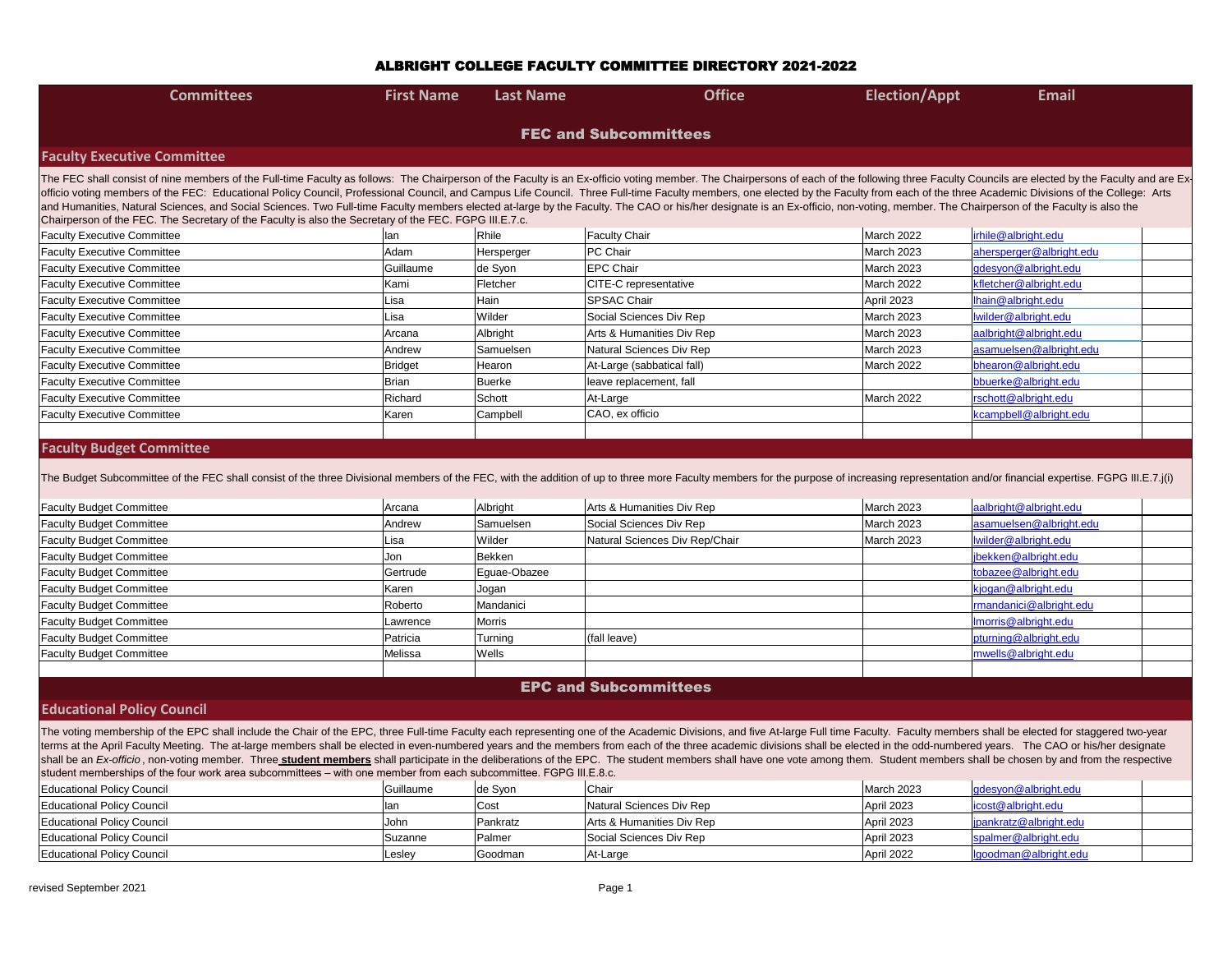# ALBRIGHT COLLEGE FACULTY COMMITTEE DIRECTORY 2021-2022

| Committees | First Name | Last Name | Office | Election/Appt | Email |
|---|---|---|---|---|---|

## FEC and Subcommittees

### Faculty Executive Committee

The FEC shall consist of nine members of the Full-time Faculty as follows: The Chairperson of the Faculty is an Ex-officio voting member. The Chairpersons of each of the following three Faculty Councils are elected by the Faculty and are Ex-officio voting members of the FEC: Educational Policy Council, Professional Council, and Campus Life Council. Three Full-time Faculty members, one elected by the Faculty from each of the three Academic Divisions of the College: Arts and Humanities, Natural Sciences, and Social Sciences. Two Full-time Faculty members elected at-large by the Faculty. The CAO or his/her designate is an Ex-officio, non-voting, member. The Chairperson of the Faculty is also the Chairperson of the FEC. The Secretary of the Faculty is also the Secretary of the FEC. FGPG III.E.7.c.

| Committees | First Name | Last Name | Office | Election/Appt | Email |
|---|---|---|---|---|---|
| Faculty Executive Committee | Ian | Rhile | Faculty Chair | March 2022 | irhile@albright.edu |
| Faculty Executive Committee | Adam | Hersperger | PC Chair | March 2023 | ahersperger@albright.edu |
| Faculty Executive Committee | Guillaume | de Syon | EPC Chair | March 2023 | gdesyon@albright.edu |
| Faculty Executive Committee | Kami | Fletcher | CITE-C representative | March 2022 | kfletcher@albright.edu |
| Faculty Executive Committee | Lisa | Hain | SPSAC Chair | April 2023 | lhain@albright.edu |
| Faculty Executive Committee | Lisa | Wilder | Social Sciences Div Rep | March 2023 | lwilder@albright.edu |
| Faculty Executive Committee | Arcana | Albright | Arts & Humanities Div Rep | March 2023 | aalbright@albright.edu |
| Faculty Executive Committee | Andrew | Samuelsen | Natural Sciences Div Rep | March 2023 | asamuelsen@albright.edu |
| Faculty Executive Committee | Bridget | Hearon | At-Large (sabbatical fall) | March 2022 | bhearon@albright.edu |
| Faculty Executive Committee | Brian | Buerke | leave replacement, fall | | bbuerke@albright.edu |
| Faculty Executive Committee | Richard | Schott | At-Large | March 2022 | rschott@albright.edu |
| Faculty Executive Committee | Karen | Campbell | CAO, ex officio | | kcampbell@albright.edu |

### Faculty Budget Committee

The Budget Subcommittee of the FEC shall consist of the three Divisional members of the FEC, with the addition of up to three more Faculty members for the purpose of increasing representation and/or financial expertise. FGPG III.E.7.j(i)

| Committees | First Name | Last Name | Office | Election/Appt | Email |
|---|---|---|---|---|---|
| Faculty Budget Committee | Arcana | Albright | Arts & Humanities Div Rep | March 2023 | aalbright@albright.edu |
| Faculty Budget Committee | Andrew | Samuelsen | Social Sciences Div Rep | March 2023 | asamuelsen@albright.edu |
| Faculty Budget Committee | Lisa | Wilder | Natural Sciences Div Rep/Chair | March 2023 | lwilder@albright.edu |
| Faculty Budget Committee | Jon | Bekken | | | jbekken@albright.edu |
| Faculty Budget Committee | Gertrude | Eguae-Obazee | | | tobazee@albright.edu |
| Faculty Budget Committee | Karen | Jogan | | | kjogan@albright.edu |
| Faculty Budget Committee | Roberto | Mandanici | | | rmandanici@albright.edu |
| Faculty Budget Committee | Lawrence | Morris | | | lmorris@albright.edu |
| Faculty Budget Committee | Patricia | Turning | (fall leave) | | pturning@albright.edu |
| Faculty Budget Committee | Melissa | Wells | | | mwells@albright.edu |

## EPC and Subcommittees

### Educational Policy Council

The voting membership of the EPC shall include the Chair of the EPC, three Full-time Faculty each representing one of the Academic Divisions, and five At-large Full time Faculty. Faculty members shall be elected for staggered two-year terms at the April Faculty Meeting. The at-large members shall be elected in even-numbered years and the members from each of the three academic divisions shall be elected in the odd-numbered years. The CAO or his/her designate shall be an *Ex-officio*, non-voting member. Three **student members** shall participate in the deliberations of the EPC. The student members shall have one vote among them. Student members shall be chosen by and from the respective student memberships of the four work area subcommittees – with one member from each subcommittee. FGPG III.E.8.c.

| Committees | First Name | Last Name | Office | Election/Appt | Email |
|---|---|---|---|---|---|
| Educational Policy Council | Guillaume | de Syon | Chair | March 2023 | gdesyon@albright.edu |
| Educational Policy Council | Ian | Cost | Natural Sciences Div Rep | April 2023 | icost@albright.edu |
| Educational Policy Council | John | Pankratz | Arts & Humanities Div Rep | April 2023 | jpankratz@albright.edu |
| Educational Policy Council | Suzanne | Palmer | Social Sciences Div Rep | April 2023 | spalmer@albright.edu |
| Educational Policy Council | Lesley | Goodman | At-Large | April 2022 | lgoodman@albright.edu |

revised September 2021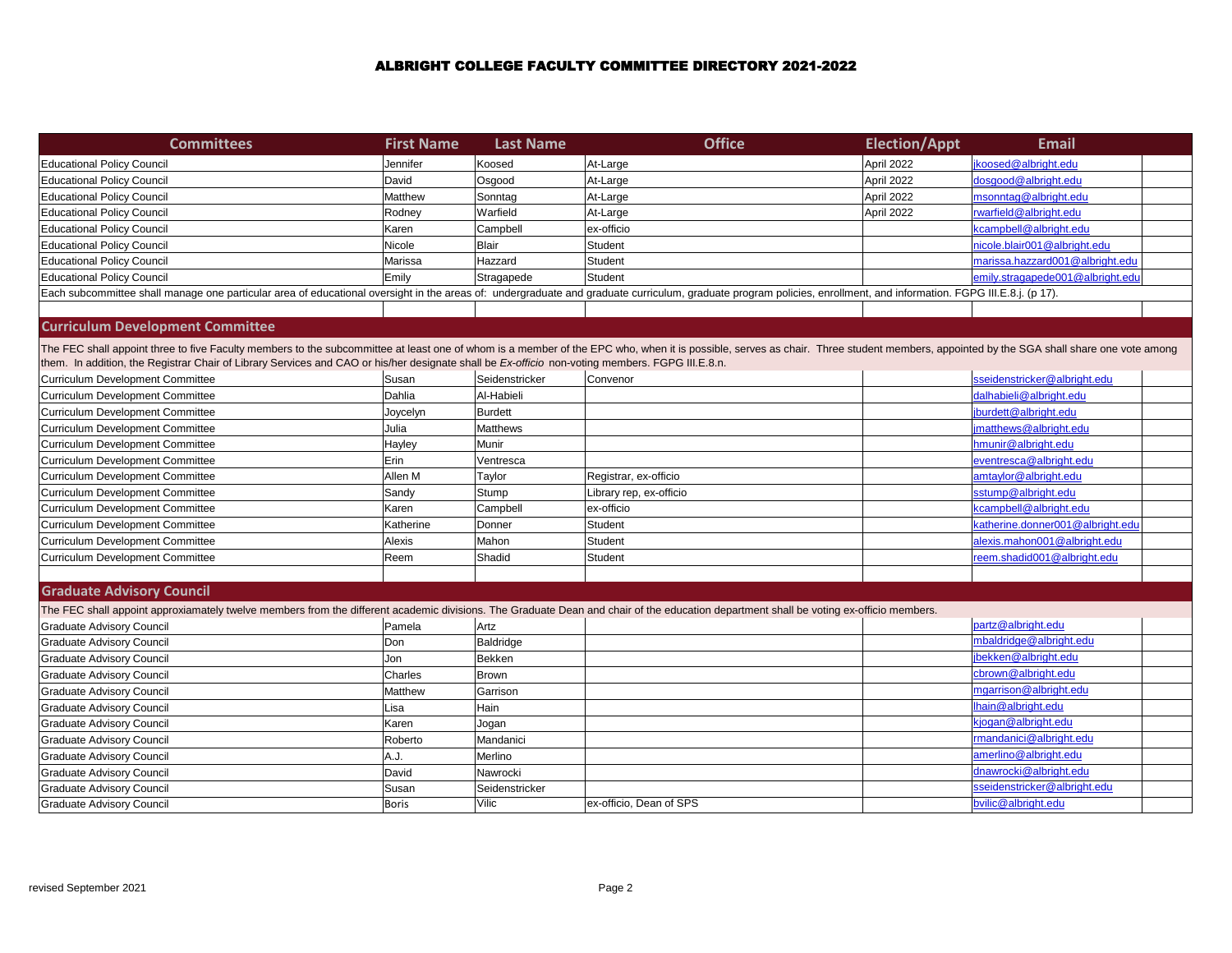# ALBRIGHT COLLEGE FACULTY COMMITTEE DIRECTORY 2021-2022

| Committees | First Name | Last Name | Office | Election/Appt | Email |
|---|---|---|---|---|---|
| Educational Policy Council | Jennifer | Koosed | At-Large | April 2022 | jkoosed@albright.edu |
| Educational Policy Council | David | Osgood | At-Large | April 2022 | dosgood@albright.edu |
| Educational Policy Council | Matthew | Sonntag | At-Large | April 2022 | msonntag@albright.edu |
| Educational Policy Council | Rodney | Warfield | At-Large | April 2022 | rwarfield@albright.edu |
| Educational Policy Council | Karen | Campbell | ex-officio | | kcampbell@albright.edu |
| Educational Policy Council | Nicole | Blair | Student | | nicole.blair001@albright.edu |
| Educational Policy Council | Marissa | Hazzard | Student | | marissa.hazzard001@albright.edu |
| Educational Policy Council | Emily | Stragapede | Student | | emily.stragapede001@albright.edu |

Each subcommittee shall manage one particular area of educational oversight in the areas of: undergraduate and graduate curriculum, graduate program policies, enrollment, and information. FGPG III.E.8.j. (p 17).

## Curriculum Development Committee

The FEC shall appoint three to five Faculty members to the subcommittee at least one of whom is a member of the EPC who, when it is possible, serves as chair. Three student members, appointed by the SGA shall share one vote among them. In addition, the Registrar Chair of Library Services and CAO or his/her designate shall be *Ex-officio* non-voting members. FGPG III.E.8.n.

| Committees | First Name | Last Name | Office | Election/Appt | Email |
|---|---|---|---|---|---|
| Curriculum Development Committee | Susan | Seidenstricker | Convenor | | sseidenstricker@albright.edu |
| Curriculum Development Committee | Dahlia | Al-Habieli | | | dalhabieli@albright.edu |
| Curriculum Development Committee | Joycelyn | Burdett | | | jburdett@albright.edu |
| Curriculum Development Committee | Julia | Matthews | | | jmatthews@albright.edu |
| Curriculum Development Committee | Hayley | Munir | | | hmunir@albright.edu |
| Curriculum Development Committee | Erin | Ventresca | | | eventresca@albright.edu |
| Curriculum Development Committee | Allen M | Taylor | Registrar, ex-officio | | amtaylor@albright.edu |
| Curriculum Development Committee | Sandy | Stump | Library rep, ex-officio | | sstump@albright.edu |
| Curriculum Development Committee | Karen | Campbell | ex-officio | | kcampbell@albright.edu |
| Curriculum Development Committee | Katherine | Donner | Student | | katherine.donner001@albright.edu |
| Curriculum Development Committee | Alexis | Mahon | Student | | alexis.mahon001@albright.edu |
| Curriculum Development Committee | Reem | Shadid | Student | | reem.shadid001@albright.edu |

## Graduate Advisory Council

The FEC shall appoint approxiamately twelve members from the different academic divisions. The Graduate Dean and chair of the education department shall be voting ex-officio members.

| Committees | First Name | Last Name | Office | Election/Appt | Email |
|---|---|---|---|---|---|
| Graduate Advisory Council | Pamela | Artz | | | partz@albright.edu |
| Graduate Advisory Council | Don | Baldridge | | | mbaldridge@albright.edu |
| Graduate Advisory Council | Jon | Bekken | | | jbekken@albright.edu |
| Graduate Advisory Council | Charles | Brown | | | cbrown@albright.edu |
| Graduate Advisory Council | Matthew | Garrison | | | mgarrison@albright.edu |
| Graduate Advisory Council | Lisa | Hain | | | lhain@albright.edu |
| Graduate Advisory Council | Karen | Jogan | | | kjogan@albright.edu |
| Graduate Advisory Council | Roberto | Mandanici | | | rmandanici@albright.edu |
| Graduate Advisory Council | A.J. | Merlino | | | amerlino@albright.edu |
| Graduate Advisory Council | David | Nawrocki | | | dnawrocki@albright.edu |
| Graduate Advisory Council | Susan | Seidenstricker | | | sseidenstricker@albright.edu |
| Graduate Advisory Council | Boris | Vilic | ex-officio, Dean of SPS | | bvilic@albright.edu |

revised September 2021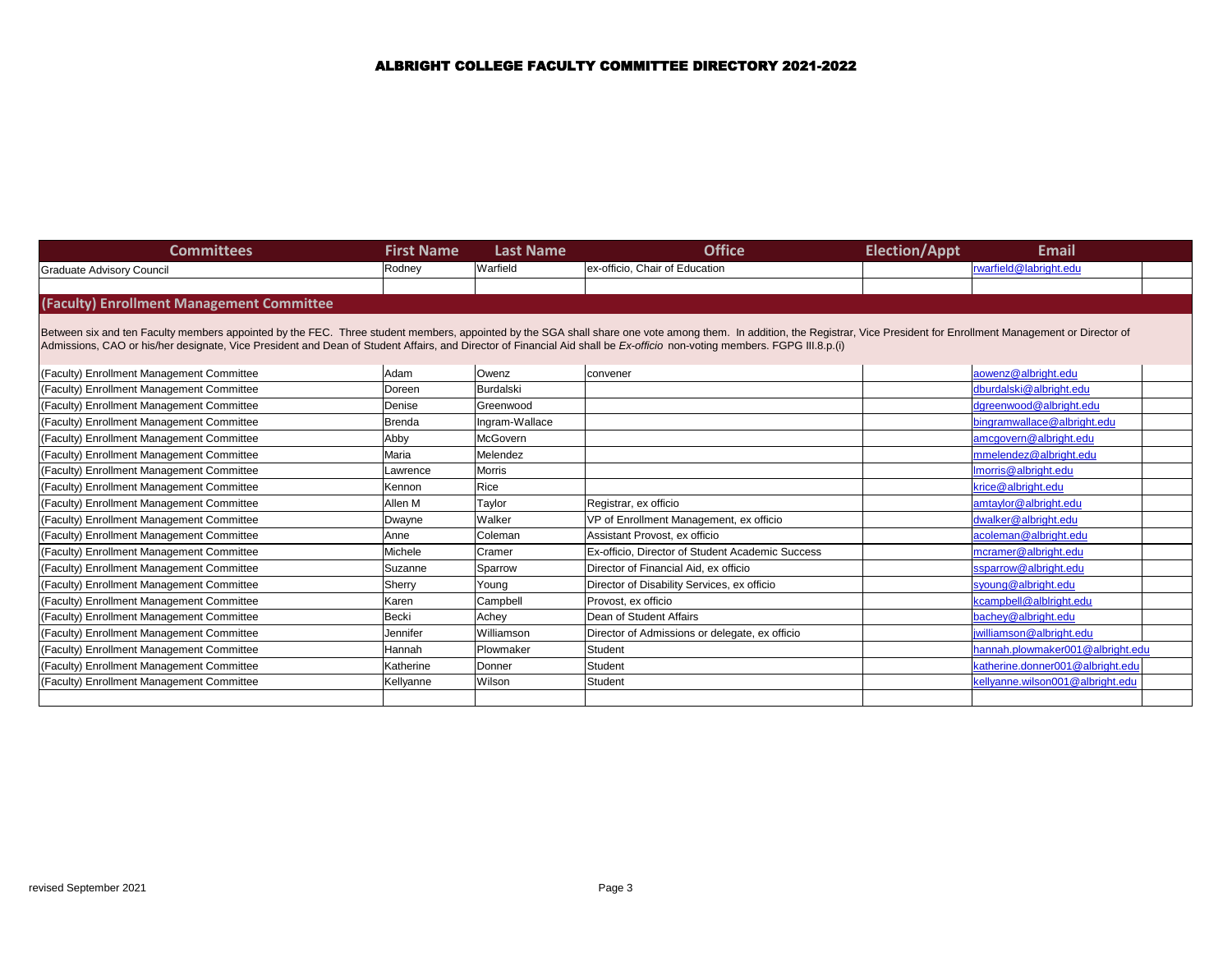# ALBRIGHT COLLEGE FACULTY COMMITTEE DIRECTORY 2021-2022

| Committees | First Name | Last Name | Office | Election/Appt | Email |
|---|---|---|---|---|---|
| Graduate Advisory Council | Rodney | Warfield | ex-officio, Chair of Education | | rwarfield@labright.edu |
| | | | | | |

## (Faculty) Enrollment Management Committee

Between six and ten Faculty members appointed by the FEC. Three student members, appointed by the SGA shall share one vote among them. In addition, the Registrar, Vice President for Enrollment Management or Director of Admissions, CAO or his/her designate, Vice President and Dean of Student Affairs, and Director of Financial Aid shall be *Ex-officio* non-voting members. FGPG III.8.p.(i)

| Committees | First Name | Last Name | Office | Election/Appt | Email |
|---|---|---|---|---|---|
| (Faculty) Enrollment Management Committee | Adam | Owenz | convener | | aowenz@albright.edu |
| (Faculty) Enrollment Management Committee | Doreen | Burdalski | | | dburdalski@albright.edu |
| (Faculty) Enrollment Management Committee | Denise | Greenwood | | | dgreenwood@albright.edu |
| (Faculty) Enrollment Management Committee | Brenda | Ingram-Wallace | | | bingramwallace@albright.edu |
| (Faculty) Enrollment Management Committee | Abby | McGovern | | | amcgovern@albright.edu |
| (Faculty) Enrollment Management Committee | Maria | Melendez | | | mmelendez@albright.edu |
| (Faculty) Enrollment Management Committee | Lawrence | Morris | | | lmorris@albright.edu |
| (Faculty) Enrollment Management Committee | Kennon | Rice | | | krice@albright.edu |
| (Faculty) Enrollment Management Committee | Allen M | Taylor | Registrar, ex officio | | amtaylor@albright.edu |
| (Faculty) Enrollment Management Committee | Dwayne | Walker | VP of Enrollment Management, ex officio | | dwalker@albright.edu |
| (Faculty) Enrollment Management Committee | Anne | Coleman | Assistant Provost, ex officio | | acoleman@albright.edu |
| (Faculty) Enrollment Management Committee | Michele | Cramer | Ex-officio, Director of Student Academic Success | | mcramer@albright.edu |
| (Faculty) Enrollment Management Committee | Suzanne | Sparrow | Director of Financial Aid, ex officio | | ssparrow@albright.edu |
| (Faculty) Enrollment Management Committee | Sherry | Young | Director of Disability Services, ex officio | | syoung@albright.edu |
| (Faculty) Enrollment Management Committee | Karen | Campbell | Provost, ex officio | | kcampbell@alblright.edu |
| (Faculty) Enrollment Management Committee | Becki | Achey | Dean of Student Affairs | | bachey@albright.edu |
| (Faculty) Enrollment Management Committee | Jennifer | Williamson | Director of Admissions or delegate, ex officio | | jwilliamson@albright.edu |
| (Faculty) Enrollment Management Committee | Hannah | Plowmaker | Student | | hannah.plowmaker001@albright.edu |
| (Faculty) Enrollment Management Committee | Katherine | Donner | Student | | katherine.donner001@albright.edu |
| (Faculty) Enrollment Management Committee | Kellyanne | Wilson | Student | | kellyanne.wilson001@albright.edu |
| | | | | | |

revised September 2021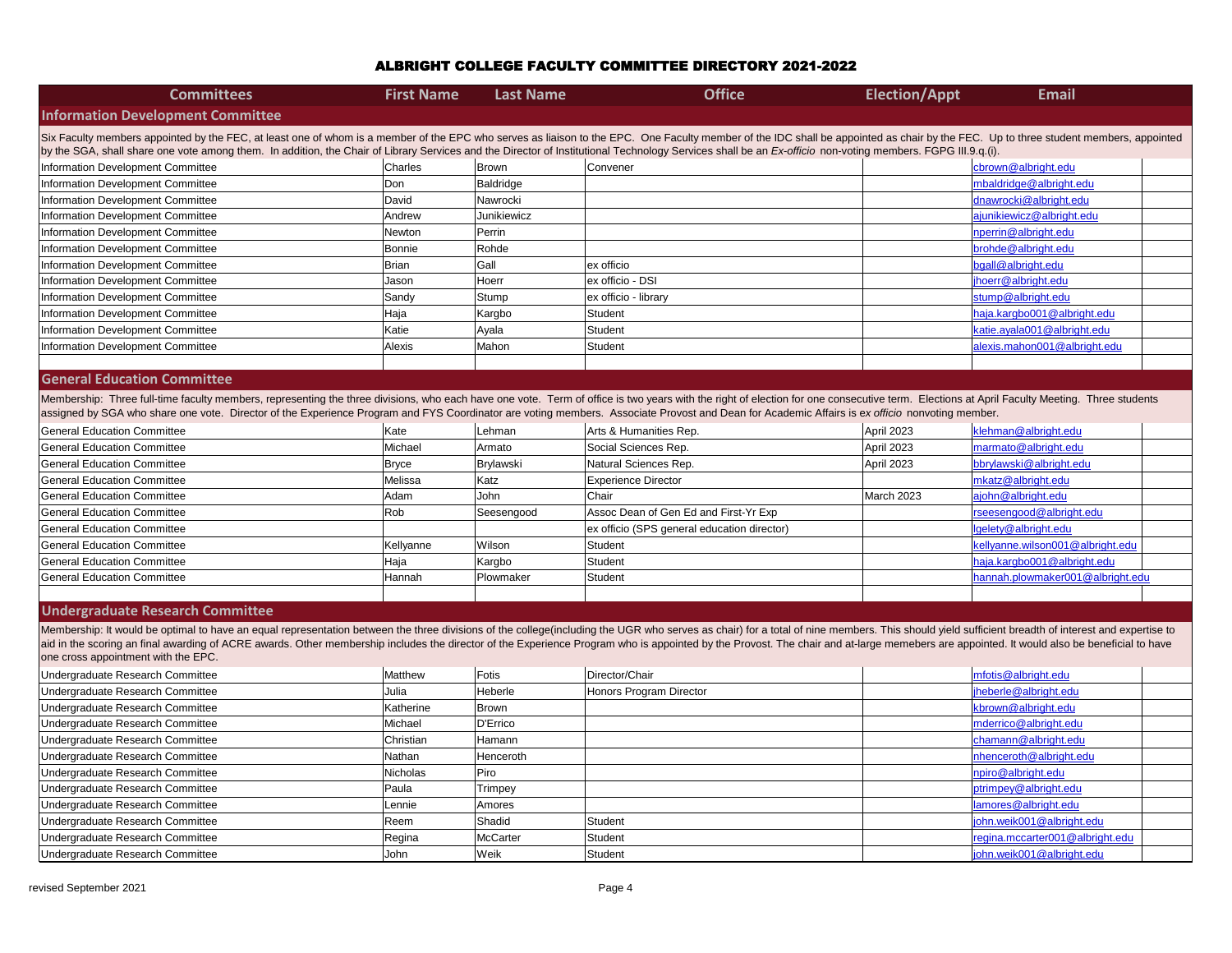# ALBRIGHT COLLEGE FACULTY COMMITTEE DIRECTORY 2021-2022

| Committees | First Name | Last Name | Office | Election/Appt | Email |
|---|---|---|---|---|---|
| **Information Development Committee** | | | | | |
| Six Faculty members appointed by the FEC, at least one of whom is a member of the EPC who serves as liaison to the EPC. One Faculty member of the IDC shall be appointed as chair by the FEC. Up to three student members, appointed by the SGA, shall share one vote among them. In addition, the Chair of Library Services and the Director of Institutional Technology Services shall be an *Ex-officio* non-voting members. FGPG III.9.q.(i). | | | | | |
| Information Development Committee | Charles | Brown | Convener | | cbrown@albright.edu |
| Information Development Committee | Don | Baldridge | | | mbaldridge@albright.edu |
| Information Development Committee | David | Nawrocki | | | dnawrocki@albright.edu |
| Information Development Committee | Andrew | Junikiewicz | | | ajunikiewicz@albright.edu |
| Information Development Committee | Newton | Perrin | | | nperrin@albright.edu |
| Information Development Committee | Bonnie | Rohde | | | brohde@albright.edu |
| Information Development Committee | Brian | Gall | ex officio | | bgall@albright.edu |
| Information Development Committee | Jason | Hoerr | ex officio - DSI | | jhoerr@albright.edu |
| Information Development Committee | Sandy | Stump | ex officio - library | | stump@albright.edu |
| Information Development Committee | Haja | Kargbo | Student | | haja.kargbo001@albright.edu |
| Information Development Committee | Katie | Ayala | Student | | katie.ayala001@albright.edu |
| Information Development Committee | Alexis | Mahon | Student | | alexis.mahon001@albright.edu |
| **General Education Committee** | | | | | |
| Membership: Three full-time faculty members, representing the three divisions, who each have one vote. Term of office is two years with the right of election for one consecutive term. Elections at April Faculty Meeting. Three students assigned by SGA who share one vote. Director of the Experience Program and FYS Coordinator are voting members. Associate Provost and Dean for Academic Affairs is *ex officio* nonvoting member. | | | | | |
| General Education Committee | Kate | Lehman | Arts & Humanities Rep. | April 2023 | klehman@albright.edu |
| General Education Committee | Michael | Armato | Social Sciences Rep. | April 2023 | marmato@albright.edu |
| General Education Committee | Bryce | Brylawski | Natural Sciences Rep. | April 2023 | bbrylawski@albright.edu |
| General Education Committee | Melissa | Katz | Experience Director | | mkatz@albright.edu |
| General Education Committee | Adam | John | Chair | March 2023 | ajohn@albright.edu |
| General Education Committee | Rob | Seesengood | Assoc Dean of Gen Ed and First-Yr Exp | | rseesengood@albright.edu |
| General Education Committee | | | ex officio (SPS general education director) | | lgelety@albright.edu |
| General Education Committee | Kellyanne | Wilson | Student | | kellyanne.wilson001@albright.edu |
| General Education Committee | Haja | Kargbo | Student | | haja.kargbo001@albright.edu |
| General Education Committee | Hannah | Plowmaker | Student | | hannah.plowmaker001@albright.edu |
| **Undergraduate Research Committee** | | | | | |
| Membership: It would be optimal to have an equal representation between the three divisions of the college(including the UGR who serves as chair) for a total of nine members. This should yield sufficient breadth of interest and expertise to aid in the scoring an final awarding of ACRE awards. Other membership includes the director of the Experience Program who is appointed by the Provost. The chair and at-large memebers are appointed. It would also be beneficial to have one cross appointment with the EPC. | | | | | |
| Undergraduate Research Committee | Matthew | Fotis | Director/Chair | | mfotis@albright.edu |
| Undergraduate Research Committee | Julia | Heberle | Honors Program Director | | jheberle@albright.edu |
| Undergraduate Research Committee | Katherine | Brown | | | kbrown@albright.edu |
| Undergraduate Research Committee | Michael | D'Errico | | | mderrico@albright.edu |
| Undergraduate Research Committee | Christian | Hamann | | | chamann@albright.edu |
| Undergraduate Research Committee | Nathan | Henceroth | | | nhenceroth@albright.edu |
| Undergraduate Research Committee | Nicholas | Piro | | | npiro@albright.edu |
| Undergraduate Research Committee | Paula | Trimpey | | | ptrimpey@albright.edu |
| Undergraduate Research Committee | Lennie | Amores | | | lamores@albright.edu |
| Undergraduate Research Committee | Reem | Shadid | Student | | john.weik001@albright.edu |
| Undergraduate Research Committee | Regina | McCarter | Student | | regina.mccarter001@albright.edu |
| Undergraduate Research Committee | John | Weik | Student | | john.weik001@albright.edu |

revised September 2021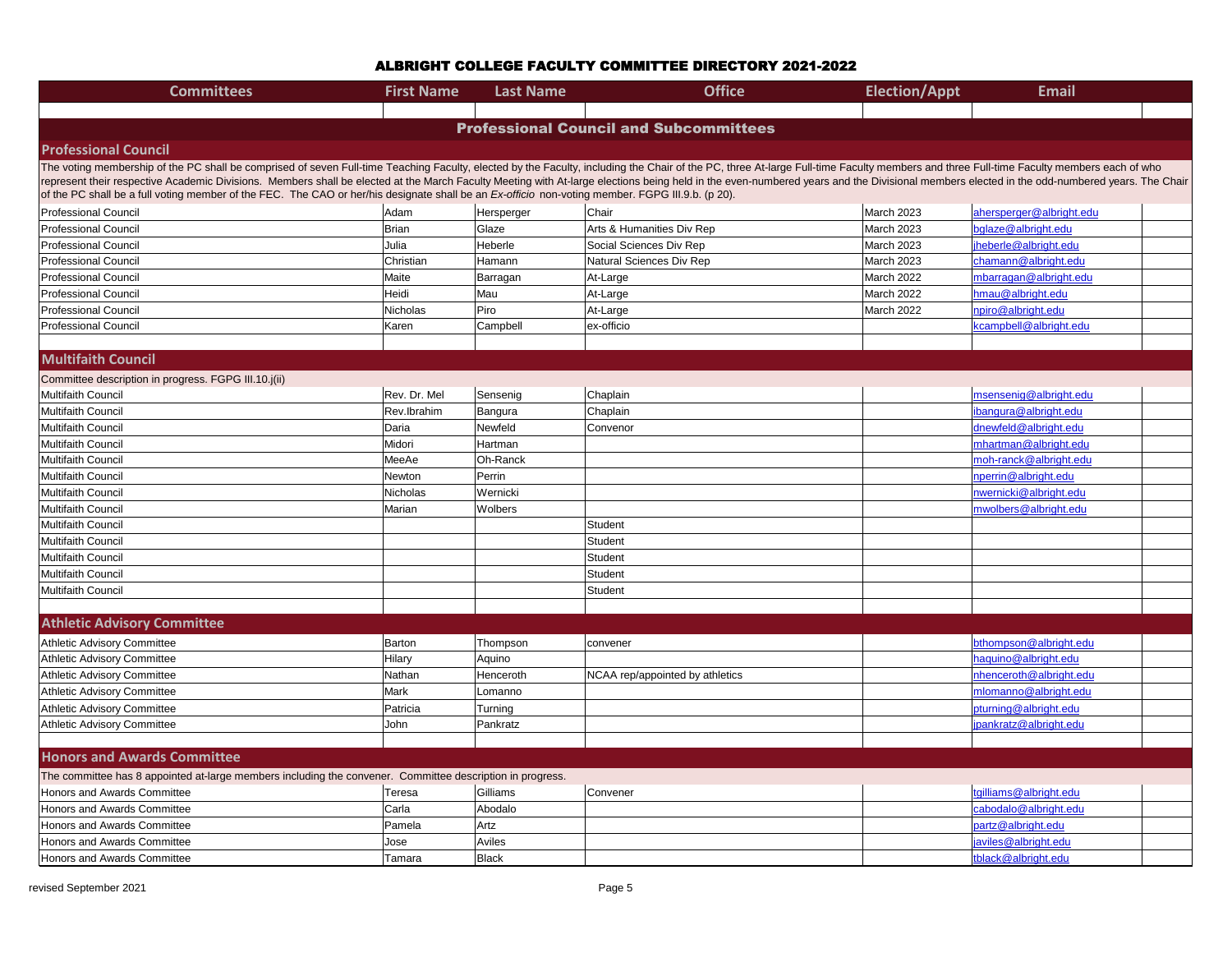# ALBRIGHT COLLEGE FACULTY COMMITTEE DIRECTORY 2021-2022

| Committees | First Name | Last Name | Office | Election/Appt | Email |
|---|---|---|---|---|---|

## Professional Council and Subcommittees

### Professional Council

The voting membership of the PC shall be comprised of seven Full-time Teaching Faculty, elected by the Faculty, including the Chair of the PC, three At-large Full-time Faculty members and three Full-time Faculty members each of who represent their respective Academic Divisions. Members shall be elected at the March Faculty Meeting with At-large elections being held in the even-numbered years and the Divisional members elected in the odd-numbered years. The Chair of the PC shall be a full voting member of the FEC. The CAO or her/his designate shall be an *Ex-officio* non-voting member. FGPG III.9.b. (p 20).

| Committees | First Name | Last Name | Office | Election/Appt | Email |
|---|---|---|---|---|---|
| Professional Council | Adam | Hersperger | Chair | March 2023 | ahersperger@albright.edu |
| Professional Council | Brian | Glaze | Arts & Humanities Div Rep | March 2023 | bglaze@albright.edu |
| Professional Council | Julia | Heberle | Social Sciences Div Rep | March 2023 | jheberle@albright.edu |
| Professional Council | Christian | Hamann | Natural Sciences Div Rep | March 2023 | chamann@albright.edu |
| Professional Council | Maite | Barragan | At-Large | March 2022 | mbarragan@albright.edu |
| Professional Council | Heidi | Mau | At-Large | March 2022 | hmau@albright.edu |
| Professional Council | Nicholas | Piro | At-Large | March 2022 | npiro@albright.edu |
| Professional Council | Karen | Campbell | ex-officio | | kcampbell@albright.edu |

### Multifaith Council

Committee description in progress. FGPG III.10.j(ii)

| Committees | First Name | Last Name | Office | Election/Appt | Email |
|---|---|---|---|---|---|
| Multifaith Council | Rev. Dr. Mel | Sensenig | Chaplain | | msensenig@albright.edu |
| Multifaith Council | Rev.Ibrahim | Bangura | Chaplain | | ibangura@albright.edu |
| Multifaith Council | Daria | Newfeld | Convenor | | dnewfeld@albright.edu |
| Multifaith Council | Midori | Hartman | | | mhartman@albright.edu |
| Multifaith Council | MeeAe | Oh-Ranck | | | moh-ranck@albright.edu |
| Multifaith Council | Newton | Perrin | | | nperrin@albright.edu |
| Multifaith Council | Nicholas | Wernicki | | | nwernicki@albright.edu |
| Multifaith Council | Marian | Wolbers | | | mwolbers@albright.edu |
| Multifaith Council | | | Student | | |
| Multifaith Council | | | Student | | |
| Multifaith Council | | | Student | | |
| Multifaith Council | | | Student | | |
| Multifaith Council | | | Student | | |

### Athletic Advisory Committee

| Committees | First Name | Last Name | Office | Election/Appt | Email |
|---|---|---|---|---|---|
| Athletic Advisory Committee | Barton | Thompson | convener | | bthompson@albright.edu |
| Athletic Advisory Committee | Hilary | Aquino | | | haquino@albright.edu |
| Athletic Advisory Committee | Nathan | Henceroth | NCAA rep/appointed by athletics | | nhenceroth@albright.edu |
| Athletic Advisory Committee | Mark | Lomanno | | | mlomanno@albright.edu |
| Athletic Advisory Committee | Patricia | Turning | | | pturning@albright.edu |
| Athletic Advisory Committee | John | Pankratz | | | jpankratz@albright.edu |

### Honors and Awards Committee

The committee has 8 appointed at-large members including the convener. Committee description in progress.

| Committees | First Name | Last Name | Office | Election/Appt | Email |
|---|---|---|---|---|---|
| Honors and Awards Committee | Teresa | Gilliams | Convener | | tgilliams@albright.edu |
| Honors and Awards Committee | Carla | Abodalo | | | cabodalo@albright.edu |
| Honors and Awards Committee | Pamela | Artz | | | partz@albright.edu |
| Honors and Awards Committee | Jose | Aviles | | | javiles@albright.edu |
| Honors and Awards Committee | Tamara | Black | | | tblack@albright.edu |

revised September 2021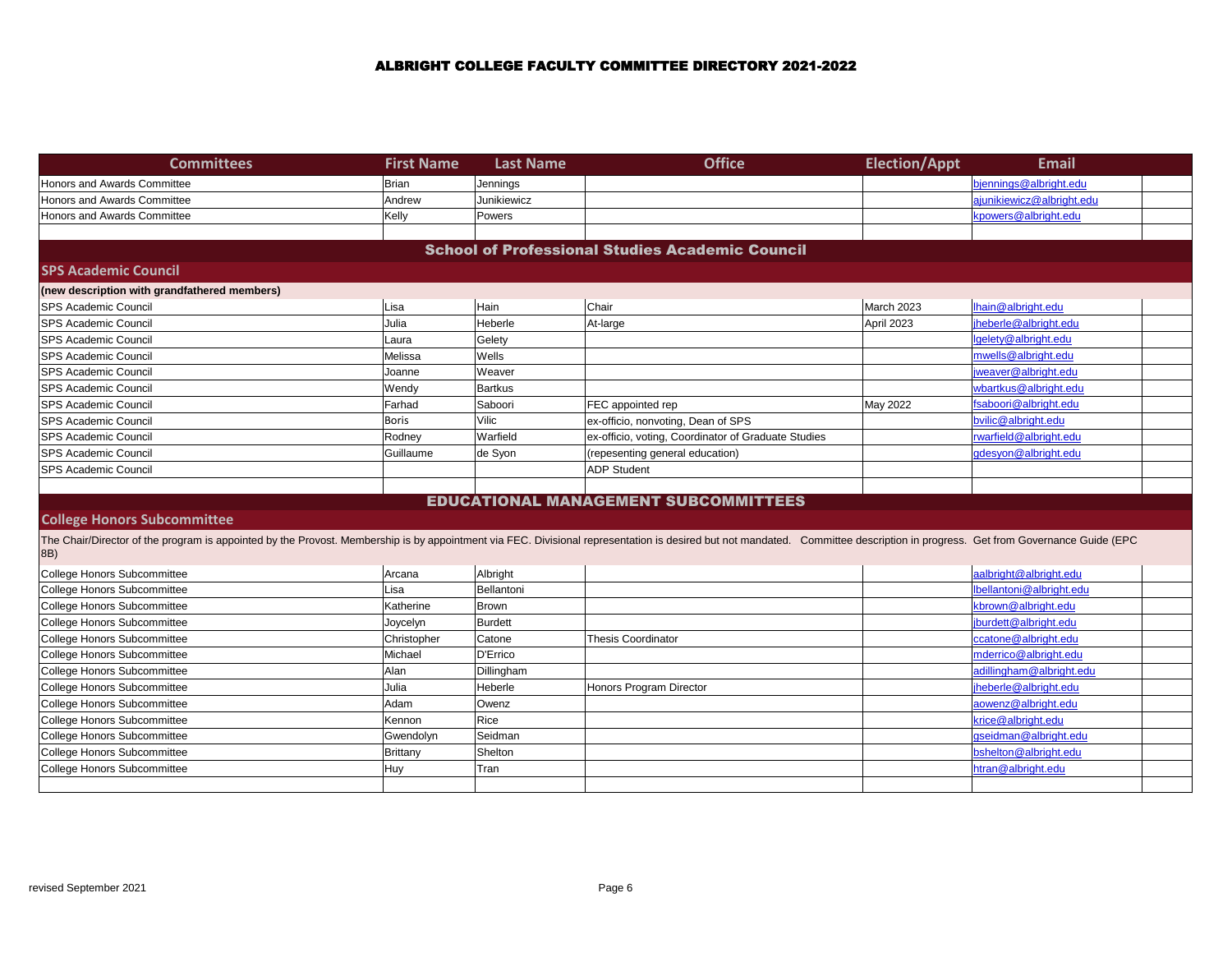# ALBRIGHT COLLEGE FACULTY COMMITTEE DIRECTORY 2021-2022

| Committees | First Name | Last Name | Office | Election/Appt | Email |
|---|---|---|---|---|---|
| Honors and Awards Committee | Brian | Jennings | | | bjennings@albright.edu |
| Honors and Awards Committee | Andrew | Junikiewicz | | | ajunikiewicz@albright.edu |
| Honors and Awards Committee | Kelly | Powers | | | kpowers@albright.edu |
| | | | | | |
| **School of Professional Studies Academic Council** | | | | | |
| **SPS Academic Council** | | | | | |
| **(new description with grandfathered members)** | | | | | |
| SPS Academic Council | Lisa | Hain | Chair | March 2023 | lhain@albright.edu |
| SPS Academic Council | Julia | Heberle | At-large | April 2023 | jheberle@albright.edu |
| SPS Academic Council | Laura | Gelety | | | lgelety@albright.edu |
| SPS Academic Council | Melissa | Wells | | | mwells@albright.edu |
| SPS Academic Council | Joanne | Weaver | | | jweaver@albright.edu |
| SPS Academic Council | Wendy | Bartkus | | | wbartkus@albright.edu |
| SPS Academic Council | Farhad | Saboori | FEC appointed rep | May 2022 | fsaboori@albright.edu |
| SPS Academic Council | Boris | Vilic | ex-officio, nonvoting, Dean of SPS | | bvilic@albright.edu |
| SPS Academic Council | Rodney | Warfield | ex-officio, voting, Coordinator of Graduate Studies | | rwarfield@albright.edu |
| SPS Academic Council | Guillaume | de Syon | (repesenting general education) | | gdesyon@albright.edu |
| SPS Academic Council | | | ADP Student | | |
| | | | | | |
| **EDUCATIONAL MANAGEMENT SUBCOMMITTEES** | | | | | |
| **College Honors Subcommittee** | | | | | |
| The Chair/Director of the program is appointed by the Provost. Membership is by appointment via FEC. Divisional representation is desired but not mandated. Committee description in progress. Get from Governance Guide (EPC 8B) | | | | | |
| College Honors Subcommittee | Arcana | Albright | | | aalbright@albright.edu |
| College Honors Subcommittee | Lisa | Bellantoni | | | lbellantoni@albright.edu |
| College Honors Subcommittee | Katherine | Brown | | | kbrown@albright.edu |
| College Honors Subcommittee | Joycelyn | Burdett | | | jburdett@albright.edu |
| College Honors Subcommittee | Christopher | Catone | Thesis Coordinator | | ccatone@albright.edu |
| College Honors Subcommittee | Michael | D'Errico | | | mderrico@albright.edu |
| College Honors Subcommittee | Alan | Dillingham | | | adillingham@albright.edu |
| College Honors Subcommittee | Julia | Heberle | Honors Program Director | | jheberle@albright.edu |
| College Honors Subcommittee | Adam | Owenz | | | aowenz@albright.edu |
| College Honors Subcommittee | Kennon | Rice | | | krice@albright.edu |
| College Honors Subcommittee | Gwendolyn | Seidman | | | gseidman@albright.edu |
| College Honors Subcommittee | Brittany | Shelton | | | bshelton@albright.edu |
| College Honors Subcommittee | Huy | Tran | | | htran@albright.edu |
| | | | | | |

revised September 2021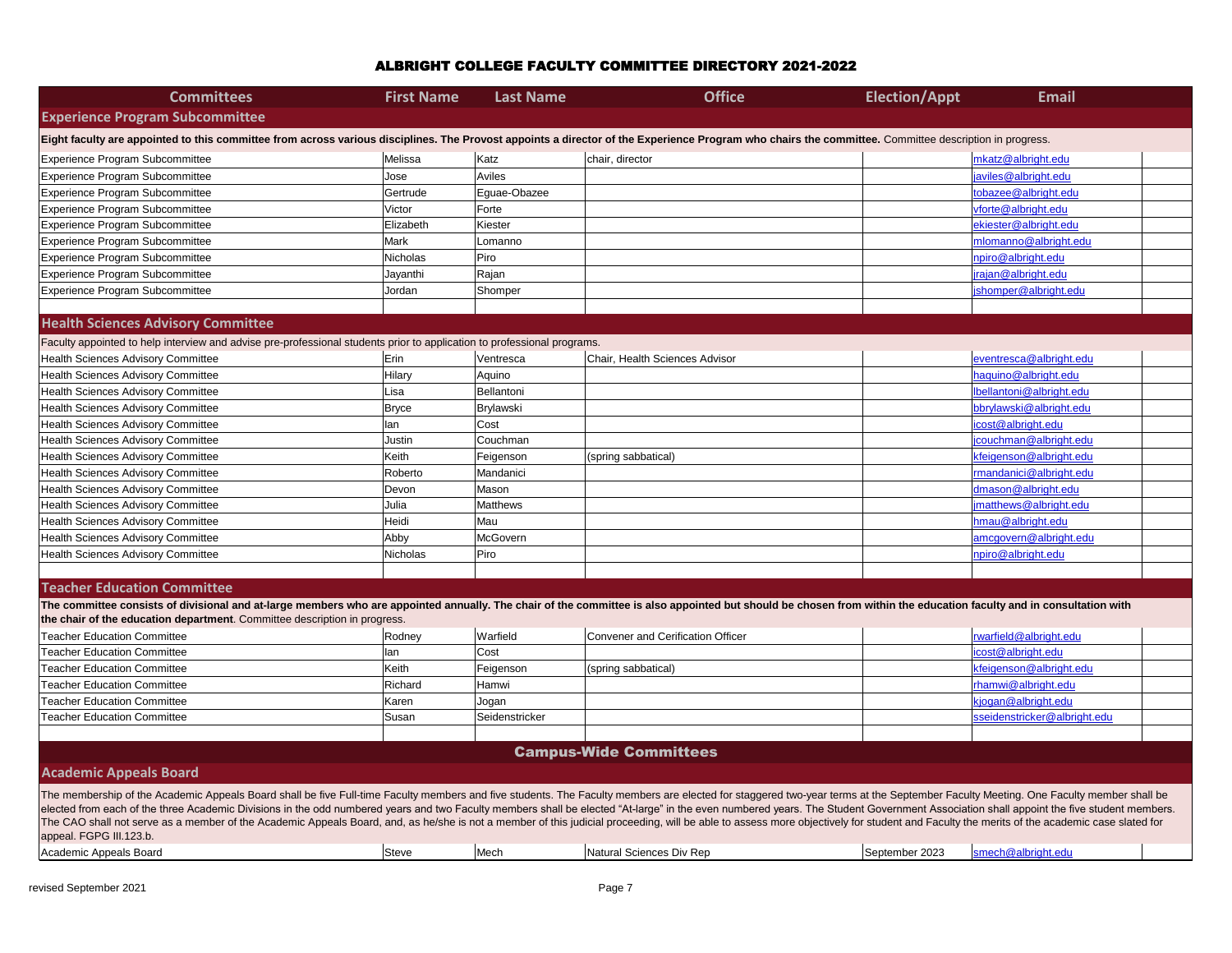# ALBRIGHT COLLEGE FACULTY COMMITTEE DIRECTORY 2021-2022

| Committees | First Name | Last Name | Office | Election/Appt | Email |
|---|---|---|---|---|---|
| **Experience Program Subcommittee** | | | | | |
| **Eight faculty are appointed to this committee from across various disciplines. The Provost appoints a director of the Experience Program who chairs the committee.** Committee description in progress. | | | | | |
| Experience Program Subcommittee | Melissa | Katz | chair, director | | mkatz@albright.edu |
| Experience Program Subcommittee | Jose | Aviles | | | javiles@albright.edu |
| Experience Program Subcommittee | Gertrude | Eguae-Obazee | | | tobazee@albright.edu |
| Experience Program Subcommittee | Victor | Forte | | | vforte@albright.edu |
| Experience Program Subcommittee | Elizabeth | Kiester | | | ekiester@albright.edu |
| Experience Program Subcommittee | Mark | Lomanno | | | mlomanno@albright.edu |
| Experience Program Subcommittee | Nicholas | Piro | | | npiro@albright.edu |
| Experience Program Subcommittee | Jayanthi | Rajan | | | jrajan@albright.edu |
| Experience Program Subcommittee | Jordan | Shomper | | | jshomper@albright.edu |
| | | | | | |
| **Health Sciences Advisory Committee** | | | | | |
| Faculty appointed to help interview and advise pre-professional students prior to application to professional programs. | | | | | |
| Health Sciences Advisory Committee | Erin | Ventresca | Chair, Health Sciences Advisor | | eventresca@albright.edu |
| Health Sciences Advisory Committee | Hilary | Aquino | | | haquino@albright.edu |
| Health Sciences Advisory Committee | Lisa | Bellantoni | | | lbellantoni@albright.edu |
| Health Sciences Advisory Committee | Bryce | Brylawski | | | bbrylawski@albright.edu |
| Health Sciences Advisory Committee | Ian | Cost | | | icost@albright.edu |
| Health Sciences Advisory Committee | Justin | Couchman | | | jcouchman@albright.edu |
| Health Sciences Advisory Committee | Keith | Feigenson | (spring sabbatical) | | kfeigenson@albright.edu |
| Health Sciences Advisory Committee | Roberto | Mandanici | | | rmandanici@albright.edu |
| Health Sciences Advisory Committee | Devon | Mason | | | dmason@albright.edu |
| Health Sciences Advisory Committee | Julia | Matthews | | | jmatthews@albright.edu |
| Health Sciences Advisory Committee | Heidi | Mau | | | hmau@albright.edu |
| Health Sciences Advisory Committee | Abby | McGovern | | | amcgovern@albright.edu |
| Health Sciences Advisory Committee | Nicholas | Piro | | | npiro@albright.edu |
| | | | | | |
| **Teacher Education Committee** | | | | | |
| **The committee consists of divisional and at-large members who are appointed annually. The chair of the committee is also appointed but should be chosen from within the education faculty and in consultation with the chair of the education department**. Committee description in progress. | | | | | |
| Teacher Education Committee | Rodney | Warfield | Convener and Cerification Officer | | rwarfield@albright.edu |
| Teacher Education Committee | Ian | Cost | | | icost@albright.edu |
| Teacher Education Committee | Keith | Feigenson | (spring sabbatical) | | kfeigenson@albright.edu |
| Teacher Education Committee | Richard | Hamwi | | | rhamwi@albright.edu |
| Teacher Education Committee | Karen | Jogan | | | kjogan@albright.edu |
| Teacher Education Committee | Susan | Seidenstricker | | | sseidenstricker@albright.edu |
| | | | | | |
| **Campus-Wide Committees** | | | | | |
| **Academic Appeals Board** | | | | | |
| The membership of the Academic Appeals Board shall be five Full-time Faculty members and five students. The Faculty members are elected for staggered two-year terms at the September Faculty Meeting. One Faculty member shall be elected from each of the three Academic Divisions in the odd numbered years and two Faculty members shall be elected "At-large" in the even numbered years. The Student Government Association shall appoint the five student members. The CAO shall not serve as a member of the Academic Appeals Board, and, as he/she is not a member of this judicial proceeding, will be able to assess more objectively for student and Faculty the merits of the academic case slated for appeal. FGPG III.123.b. | | | | | |
| Academic Appeals Board | Steve | Mech | Natural Sciences Div Rep | September 2023 | smech@albright.edu |

revised September 2021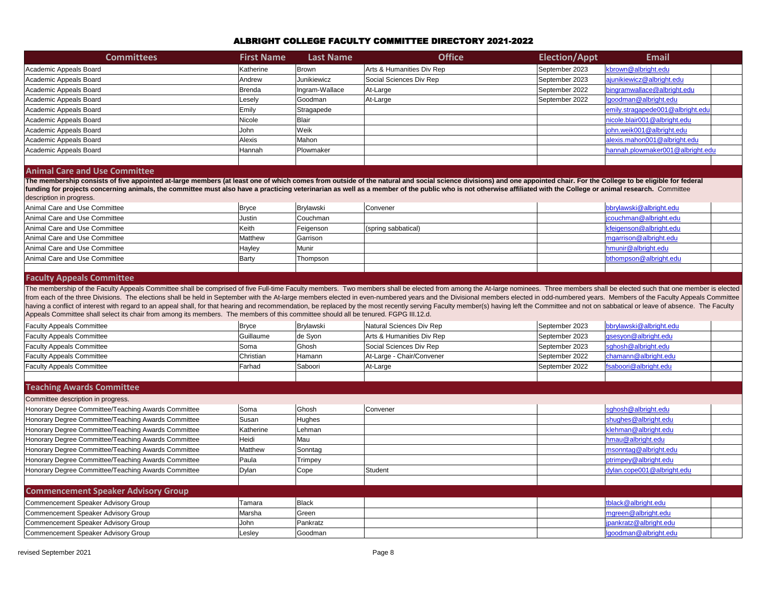# ALBRIGHT COLLEGE FACULTY COMMITTEE DIRECTORY 2021-2022

| Committees | First Name | Last Name | Office | Election/Appt | Email |
|---|---|---|---|---|---|
| Academic Appeals Board | Katherine | Brown | Arts & Humanities Div Rep | September 2023 | kbrown@albright.edu |
| Academic Appeals Board | Andrew | Junikiewicz | Social Sciences Div Rep | September 2023 | ajunikiewicz@albright.edu |
| Academic Appeals Board | Brenda | Ingram-Wallace | At-Large | September 2022 | bingramwallace@albright.edu |
| Academic Appeals Board | Lesely | Goodman | At-Large | September 2022 | lgoodman@albright.edu |
| Academic Appeals Board | Emily | Stragapede | | | emily.stragapede001@albright.edu |
| Academic Appeals Board | Nicole | Blair | | | nicole.blair001@albright.edu |
| Academic Appeals Board | John | Weik | | | john.weik001@albright.edu |
| Academic Appeals Board | Alexis | Mahon | | | alexis.mahon001@albright.edu |
| Academic Appeals Board | Hannah | Plowmaker | | | hannah.plowmaker001@albright.edu |

## Animal Care and Use Committee

**The membership consists of five appointed at-large members (at least one of which comes from outside of the natural and social science divisions) and one appointed chair. For the College to be eligible for federal funding for projects concerning animals, the committee must also have a practicing veterinarian as well as a member of the public who is not otherwise affiliated with the College or animal research.** Committee description in progress.

| Committees | First Name | Last Name | Office | Election/Appt | Email |
|---|---|---|---|---|---|
| Animal Care and Use Committee | Bryce | Brylawski | Convener | | bbrylawski@albright.edu |
| Animal Care and Use Committee | Justin | Couchman | | | jcouchman@albright.edu |
| Animal Care and Use Committee | Keith | Feigenson | (spring sabbatical) | | kfeigenson@albright.edu |
| Animal Care and Use Committee | Matthew | Garrison | | | mgarrison@albright.edu |
| Animal Care and Use Committee | Hayley | Munir | | | hmunir@albright.edu |
| Animal Care and Use Committee | Barty | Thompson | | | bthompson@albright.edu |

## Faculty Appeals Committee

The membership of the Faculty Appeals Committee shall be comprised of five Full-time Faculty members. Two members shall be elected from among the At-large nominees. Three members shall be elected such that one member is elected from each of the three Divisions. The elections shall be held in September with the At-large members elected in even-numbered years and the Divisional members elected in odd-numbered years. Members of the Faculty Appeals Committee having a conflict of interest with regard to an appeal shall, for that hearing and recommendation, be replaced by the most recently serving Faculty member(s) having left the Committee and not on sabbatical or leave of absence. The Faculty Appeals Committee shall select its chair from among its members. The members of this committee should all be tenured. FGPG III.12.d.

| Committees | First Name | Last Name | Office | Election/Appt | Email |
|---|---|---|---|---|---|
| Faculty Appeals Committee | Bryce | Brylawski | Natural Sciences Div Rep | September 2023 | bbrylawski@albright.edu |
| Faculty Appeals Committee | Guillaume | de Syon | Arts & Humanities Div Rep | September 2023 | gsesyon@albright.edu |
| Faculty Appeals Committee | Soma | Ghosh | Social Sciences Div Rep | September 2023 | sghosh@albright.edu |
| Faculty Appeals Committee | Christian | Hamann | At-Large - Chair/Convener | September 2022 | chamann@albright.edu |
| Faculty Appeals Committee | Farhad | Saboori | At-Large | September 2022 | fsaboori@albright.edu |

## Teaching Awards Committee

Committee description in progress.

| Committees | First Name | Last Name | Office | Election/Appt | Email |
|---|---|---|---|---|---|
| Honorary Degree Committee/Teaching Awards Committee | Soma | Ghosh | Convener | | sghosh@albright.edu |
| Honorary Degree Committee/Teaching Awards Committee | Susan | Hughes | | | shughes@albright.edu |
| Honorary Degree Committee/Teaching Awards Committee | Katherine | Lehman | | | klehman@albright.edu |
| Honorary Degree Committee/Teaching Awards Committee | Heidi | Mau | | | hmau@albright.edu |
| Honorary Degree Committee/Teaching Awards Committee | Matthew | Sonntag | | | msonntag@albright.edu |
| Honorary Degree Committee/Teaching Awards Committee | Paula | Trimpey | | | ptrimpey@albright.edu |
| Honorary Degree Committee/Teaching Awards Committee | Dylan | Cope | Student | | dylan.cope001@albright.edu |

## Commencement Speaker Advisory Group

| Committees | First Name | Last Name | Office | Election/Appt | Email |
|---|---|---|---|---|---|
| Commencement Speaker Advisory Group | Tamara | Black | | | tblack@albright.edu |
| Commencement Speaker Advisory Group | Marsha | Green | | | mgreen@albright.edu |
| Commencement Speaker Advisory Group | John | Pankratz | | | jpankratz@albright.edu |
| Commencement Speaker Advisory Group | Lesley | Goodman | | | lgoodman@albright.edu |

revised September 2021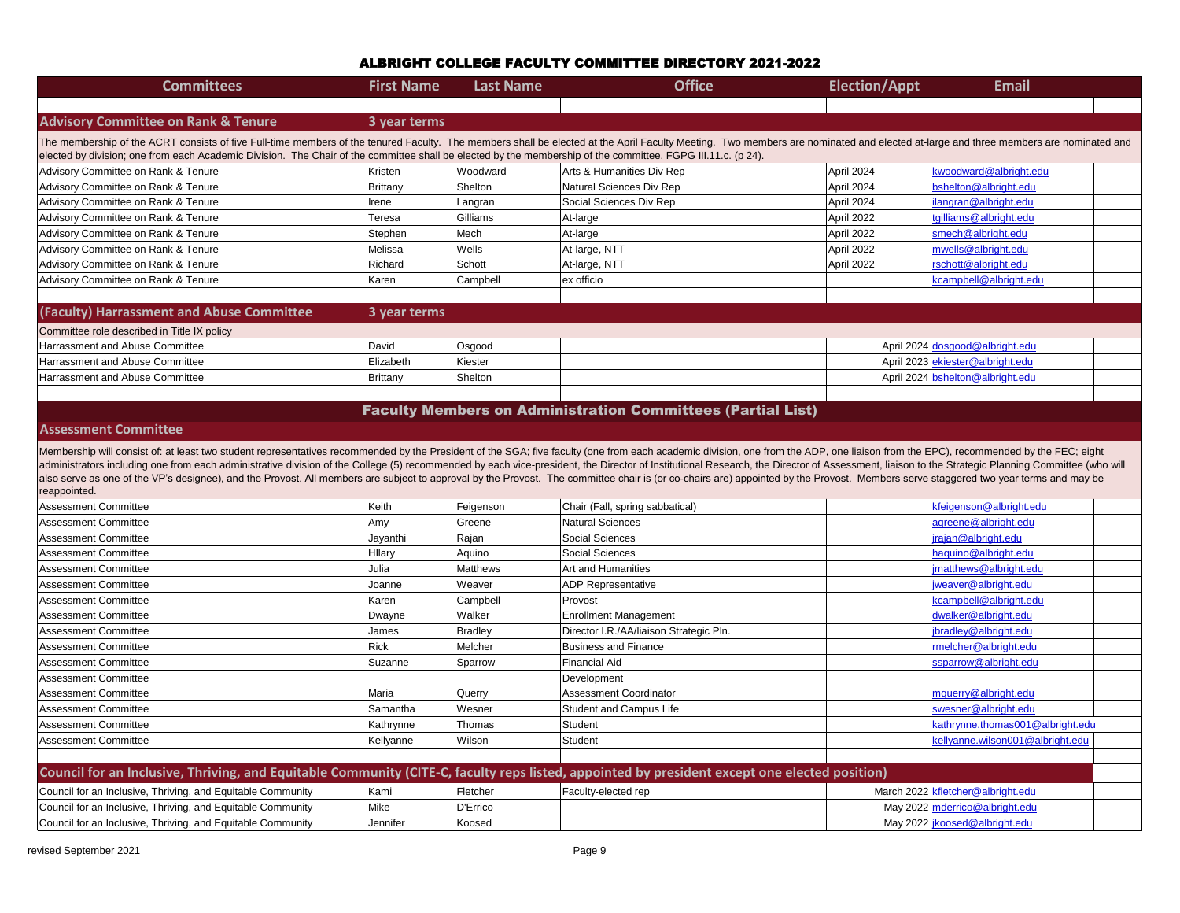# ALBRIGHT COLLEGE FACULTY COMMITTEE DIRECTORY 2021-2022

| Committees | First Name | Last Name | Office | Election/Appt | Email |
|---|---|---|---|---|---|
| **Advisory Committee on Rank & Tenure** | **3 year terms** | | | | |
| The membership of the ACRT consists of five Full-time members of the tenured Faculty. The members shall be elected at the April Faculty Meeting. Two members are nominated and elected at-large and three members are nominated and elected by division; one from each Academic Division. The Chair of the committee shall be elected by the membership of the committee. FGPG III.11.c. (p 24). | | | | | |
| Advisory Committee on Rank & Tenure | Kristen | Woodward | Arts & Humanities Div Rep | April 2024 | kwoodward@albright.edu |
| Advisory Committee on Rank & Tenure | Brittany | Shelton | Natural Sciences Div Rep | April 2024 | bshelton@albright.edu |
| Advisory Committee on Rank & Tenure | Irene | Langran | Social Sciences Div Rep | April 2024 | ilangran@albright.edu |
| Advisory Committee on Rank & Tenure | Teresa | Gilliams | At-large | April 2022 | tgilliams@albright.edu |
| Advisory Committee on Rank & Tenure | Stephen | Mech | At-large | April 2022 | smech@albright.edu |
| Advisory Committee on Rank & Tenure | Melissa | Wells | At-large, NTT | April 2022 | mwells@albright.edu |
| Advisory Committee on Rank & Tenure | Richard | Schott | At-large, NTT | April 2022 | rschott@albright.edu |
| Advisory Committee on Rank & Tenure | Karen | Campbell | ex officio | | kcampbell@albright.edu |
| **(Faculty) Harrassment and Abuse Committee** | **3 year terms** | | | | |
| Committee role described in Title IX policy | | | | | |
| Harrassment and Abuse Committee | David | Osgood | | April 2024 | dosgood@albright.edu |
| Harrassment and Abuse Committee | Elizabeth | Kiester | | April 2023 | ekiester@albright.edu |
| Harrassment and Abuse Committee | Brittany | Shelton | | April 2024 | bshelton@albright.edu |

## Faculty Members on Administration Committees (Partial List)

| Committees | First Name | Last Name | Office | Election/Appt | Email |
|---|---|---|---|---|---|
| **Assessment Committee** | | | | | |
| Membership will consist of: at least two student representatives recommended by the President of the SGA; five faculty (one from each academic division, one from the ADP, one liaison from the EPC), recommended by the FEC; eight administrators including one from each administrative division of the College (5) recommended by each vice-president, the Director of Institutional Research, the Director of Assessment, liaison to the Strategic Planning Committee (who will also serve as one of the VP's designee), and the Provost. All members are subject to approval by the Provost. The committee chair is (or co-chairs are) appointed by the Provost. Members serve staggered two year terms and may be reappointed. | | | | | |
| Assessment Committee | Keith | Feigenson | Chair (Fall, spring sabbatical) | | kfeigenson@albright.edu |
| Assessment Committee | Amy | Greene | Natural Sciences | | agreene@albright.edu |
| Assessment Committee | Jayanthi | Rajan | Social Sciences | | jrajan@albright.edu |
| Assessment Committee | HIlary | Aquino | Social Sciences | | haquino@albright.edu |
| Assessment Committee | Julia | Matthews | Art and Humanities | | jmatthews@albright.edu |
| Assessment Committee | Joanne | Weaver | ADP Representative | | jweaver@albright.edu |
| Assessment Committee | Karen | Campbell | Provost | | kcampbell@albright.edu |
| Assessment Committee | Dwayne | Walker | Enrollment Management | | dwalker@albright.edu |
| Assessment Committee | James | Bradley | Director I.R./AA/liaison Strategic Pln. | | jbradley@albright.edu |
| Assessment Committee | Rick | Melcher | Business and Finance | | rmelcher@albright.edu |
| Assessment Committee | Suzanne | Sparrow | Financial Aid | | ssparrow@albright.edu |
| Assessment Committee | | | Development | | |
| Assessment Committee | Maria | Querry | Assessment Coordinator | | mquerry@albright.edu |
| Assessment Committee | Samantha | Wesner | Student and Campus Life | | swesner@albright.edu |
| Assessment Committee | Kathrynne | Thomas | Student | | kathrynne.thomas001@albright.edu |
| Assessment Committee | Kellyanne | Wilson | Student | | kellyanne.wilson001@albright.edu |
| **Council for an Inclusive, Thriving, and Equitable Community (CITE-C, faculty reps listed, appointed by president except one elected position)** | | | | | |
| Council for an Inclusive, Thriving, and Equitable Community | Kami | Fletcher | Faculty-elected rep | March 2022 | kfletcher@albright.edu |
| Council for an Inclusive, Thriving, and Equitable Community | Mike | D'Errico | | May 2022 | mderrico@albright.edu |
| Council for an Inclusive, Thriving, and Equitable Community | Jennifer | Koosed | | May 2022 | jkoosed@albright.edu |

revised September 2021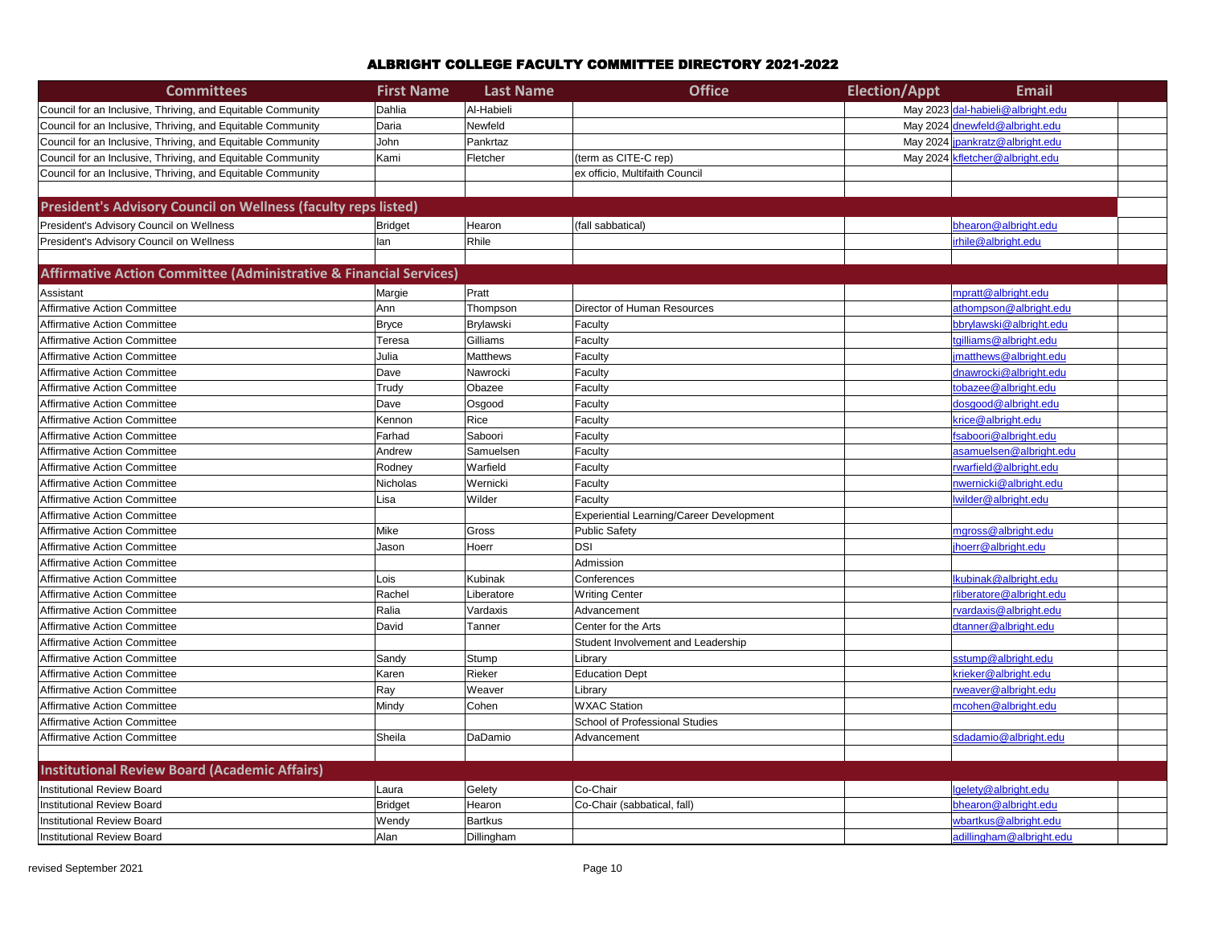# ALBRIGHT COLLEGE FACULTY COMMITTEE DIRECTORY 2021-2022

| Committees | First Name | Last Name | Office | Election/Appt | Email |
|---|---|---|---|---|---|
| Council for an Inclusive, Thriving, and Equitable Community | Dahlia | Al-Habieli | | May 2023 | dal-habieli@albright.edu |
| Council for an Inclusive, Thriving, and Equitable Community | Daria | Newfeld | | May 2024 | dnewfeld@albright.edu |
| Council for an Inclusive, Thriving, and Equitable Community | John | Pankrtaz | | May 2024 | jpankratz@albright.edu |
| Council for an Inclusive, Thriving, and Equitable Community | Kami | Fletcher | (term as CITE-C rep) | May 2024 | kfletcher@albright.edu |
| Council for an Inclusive, Thriving, and Equitable Community | | | ex officio, Multifaith Council | | |
| | | | | | |
| **President's Advisory Council on Wellness (faculty reps listed)** | | | | | |
| President's Advisory Council on Wellness | Bridget | Hearon | (fall sabbatical) | | bhearon@albright.edu |
| President's Advisory Council on Wellness | Ian | Rhile | | | irhile@albright.edu |
| | | | | | |
| **Affirmative Action Committee (Administrative & Financial Services)** | | | | | |
| Assistant | Margie | Pratt | | | mpratt@albright.edu |
| Affirmative Action Committee | Ann | Thompson | Director of Human Resources | | athompson@albright.edu |
| Affirmative Action Committee | Bryce | Brylawski | Faculty | | bbrylawski@albright.edu |
| Affirmative Action Committee | Teresa | Gilliams | Faculty | | tgilliams@albright.edu |
| Affirmative Action Committee | Julia | Matthews | Faculty | | jmatthews@albright.edu |
| Affirmative Action Committee | Dave | Nawrocki | Faculty | | dnawrocki@albright.edu |
| Affirmative Action Committee | Trudy | Obazee | Faculty | | tobazee@albright.edu |
| Affirmative Action Committee | Dave | Osgood | Faculty | | dosgood@albright.edu |
| Affirmative Action Committee | Kennon | Rice | Faculty | | krice@albright.edu |
| Affirmative Action Committee | Farhad | Saboori | Faculty | | fsaboori@albright.edu |
| Affirmative Action Committee | Andrew | Samuelsen | Faculty | | asamuelsen@albright.edu |
| Affirmative Action Committee | Rodney | Warfield | Faculty | | rwarfield@albright.edu |
| Affirmative Action Committee | Nicholas | Wernicki | Faculty | | nwernicki@albright.edu |
| Affirmative Action Committee | Lisa | Wilder | Faculty | | lwilder@albright.edu |
| Affirmative Action Committee | | | Experiential Learning/Career Development | | |
| Affirmative Action Committee | Mike | Gross | Public Safety | | mgross@albright.edu |
| Affirmative Action Committee | Jason | Hoerr | DSI | | jhoerr@albright.edu |
| Affirmative Action Committee | | | Admission | | |
| Affirmative Action Committee | Lois | Kubinak | Conferences | | lkubinak@albright.edu |
| Affirmative Action Committee | Rachel | Liberatore | Writing Center | | rliberatore@albright.edu |
| Affirmative Action Committee | Ralia | Vardaxis | Advancement | | rvardaxis@albright.edu |
| Affirmative Action Committee | David | Tanner | Center for the Arts | | dtanner@albright.edu |
| Affirmative Action Committee | | | Student Involvement and Leadership | | |
| Affirmative Action Committee | Sandy | Stump | Library | | sstump@albright.edu |
| Affirmative Action Committee | Karen | Rieker | Education Dept | | krieker@albright.edu |
| Affirmative Action Committee | Ray | Weaver | Library | | rweaver@albright.edu |
| Affirmative Action Committee | Mindy | Cohen | WXAC Station | | mcohen@albright.edu |
| Affirmative Action Committee | | | School of Professional Studies | | |
| Affirmative Action Committee | Sheila | DaDamio | Advancement | | sdadamio@albright.edu |
| | | | | | |
| **Institutional Review Board (Academic Affairs)** | | | | | |
| Institutional Review Board | Laura | Gelety | Co-Chair | | lgelety@albright.edu |
| Institutional Review Board | Bridget | Hearon | Co-Chair (sabbatical, fall) | | bhearon@albright.edu |
| Institutional Review Board | Wendy | Bartkus | | | wbartkus@albright.edu |
| Institutional Review Board | Alan | Dillingham | | | adillingham@albright.edu |

revised September 2021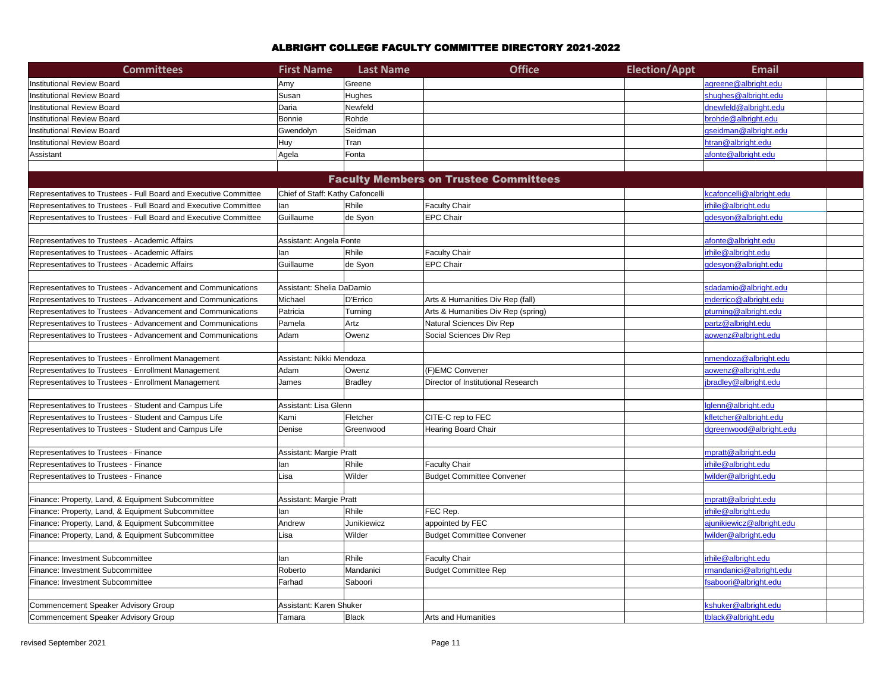# ALBRIGHT COLLEGE FACULTY COMMITTEE DIRECTORY 2021-2022

| Committees | First Name | Last Name | Office | Election/Appt | Email |
|---|---|---|---|---|---|
| Institutional Review Board | Amy | Greene | | | agreene@albright.edu |
| Institutional Review Board | Susan | Hughes | | | shughes@albright.edu |
| Institutional Review Board | Daria | Newfeld | | | dnewfeld@albright.edu |
| Institutional Review Board | Bonnie | Rohde | | | brohde@albright.edu |
| Institutional Review Board | Gwendolyn | Seidman | | | gseidman@albright.edu |
| Institutional Review Board | Huy | Tran | | | htran@albright.edu |
| Assistant | Agela | Fonta | | | afonte@albright.edu |
| | | | | | |
| **Faculty Members on Trustee Committees** | | | | | |
| Representatives to Trustees - Full Board and Executive Committee | Chief of Staff: Kathy Cafoncelli | | | | kcafoncelli@albright.edu |
| Representatives to Trustees - Full Board and Executive Committee | Ian | Rhile | Faculty Chair | | irhile@albright.edu |
| Representatives to Trustees - Full Board and Executive Committee | Guillaume | de Syon | EPC Chair | | gdesyon@albright.edu |
| | | | | | |
| Representatives to Trustees - Academic Affairs | Assistant: Angela Fonte | | | | afonte@albright.edu |
| Representatives to Trustees - Academic Affairs | Ian | Rhile | Faculty Chair | | irhile@albright.edu |
| Representatives to Trustees - Academic Affairs | Guillaume | de Syon | EPC Chair | | gdesyon@albright.edu |
| | | | | | |
| Representatives to Trustees - Advancement and Communications | Assistant: Shelia DaDamio | | | | sdadamio@albright.edu |
| Representatives to Trustees - Advancement and Communications | Michael | D'Errico | Arts & Humanities Div Rep (fall) | | mderrico@albright.edu |
| Representatives to Trustees - Advancement and Communications | Patricia | Turning | Arts & Humanities Div Rep (spring) | | pturning@albright.edu |
| Representatives to Trustees - Advancement and Communications | Pamela | Artz | Natural Sciences Div Rep | | partz@albright.edu |
| Representatives to Trustees - Advancement and Communications | Adam | Owenz | Social Sciences Div Rep | | aowenz@albright.edu |
| | | | | | |
| Representatives to Trustees - Enrollment Management | Assistant: Nikki Mendoza | | | | nmendoza@albright.edu |
| Representatives to Trustees - Enrollment Management | Adam | Owenz | (F)EMC Convener | | aowenz@albright.edu |
| Representatives to Trustees - Enrollment Management | James | Bradley | Director of Institutional Research | | jbradley@albright.edu |
| | | | | | |
| Representatives to Trustees - Student and Campus Life | Assistant: Lisa Glenn | | | | lglenn@albright.edu |
| Representatives to Trustees - Student and Campus Life | Kami | Fletcher | CITE-C rep to FEC | | kfletcher@albright.edu |
| Representatives to Trustees - Student and Campus Life | Denise | Greenwood | Hearing Board Chair | | dgreenwood@albright.edu |
| | | | | | |
| Representatives to Trustees - Finance | Assistant: Margie Pratt | | | | mpratt@albright.edu |
| Representatives to Trustees - Finance | Ian | Rhile | Faculty Chair | | irhile@albright.edu |
| Representatives to Trustees - Finance | Lisa | Wilder | Budget Committee Convener | | lwilder@albright.edu |
| | | | | | |
| Finance: Property, Land, & Equipment Subcommittee | Assistant: Margie Pratt | | | | mpratt@albright.edu |
| Finance: Property, Land, & Equipment Subcommittee | Ian | Rhile | FEC Rep. | | irhile@albright.edu |
| Finance: Property, Land, & Equipment Subcommittee | Andrew | Junikiewicz | appointed by FEC | | ajunikiewicz@albright.edu |
| Finance: Property, Land, & Equipment Subcommittee | Lisa | Wilder | Budget Committee Convener | | lwilder@albright.edu |
| | | | | | |
| Finance: Investment Subcommittee | Ian | Rhile | Faculty Chair | | irhile@albright.edu |
| Finance: Investment Subcommittee | Roberto | Mandanici | Budget Committee Rep | | rmandanici@albright.edu |
| Finance: Investment Subcommittee | Farhad | Saboori | | | fsaboori@albright.edu |
| | | | | | |
| Commencement Speaker Advisory Group | Assistant: Karen Shuker | | | | kshuker@albright.edu |
| Commencement Speaker Advisory Group | Tamara | Black | Arts and Humanities | | tblack@albright.edu |

revised September 2021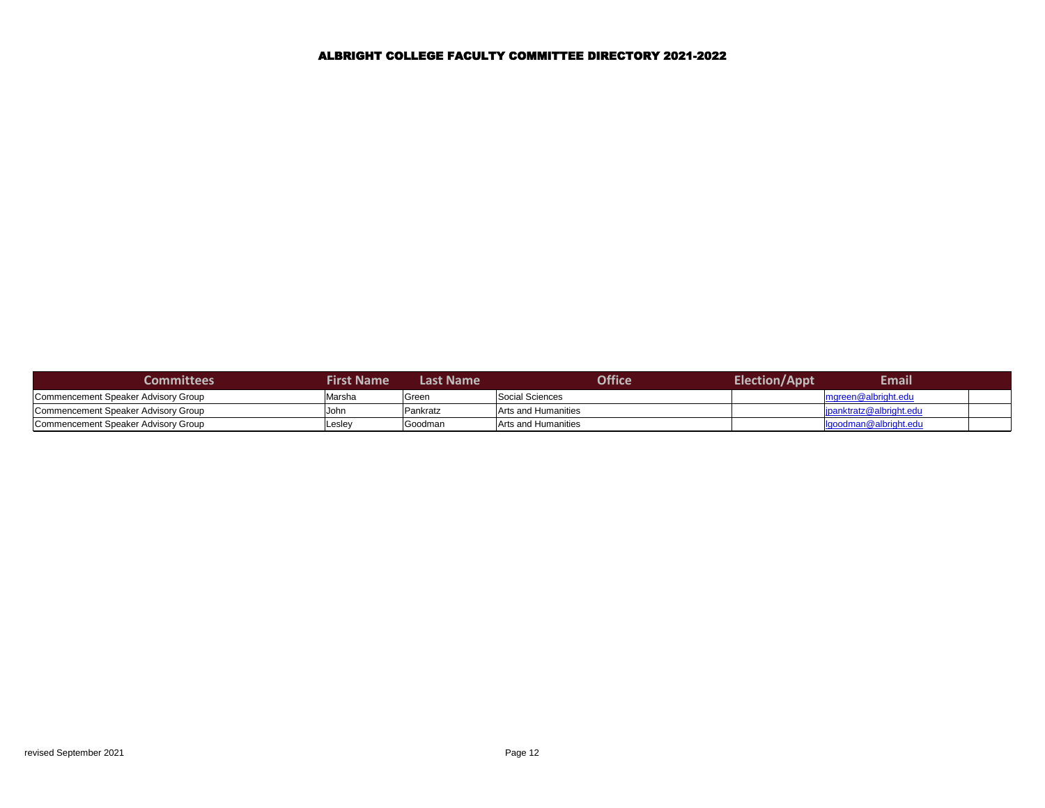# ALBRIGHT COLLEGE FACULTY COMMITTEE DIRECTORY 2021-2022

| Committees | First Name | Last Name | Office | Election/Appt | Email | |
|---|---|---|---|---|---|---|
| Commencement Speaker Advisory Group | Marsha | Green | Social Sciences | | mgreen@albright.edu | |
| Commencement Speaker Advisory Group | John | Pankratz | Arts and Humanities | | jpanktratz@albright.edu | |
| Commencement Speaker Advisory Group | Lesley | Goodman | Arts and Humanities | | lgoodman@albright.edu | |

revised September 2021